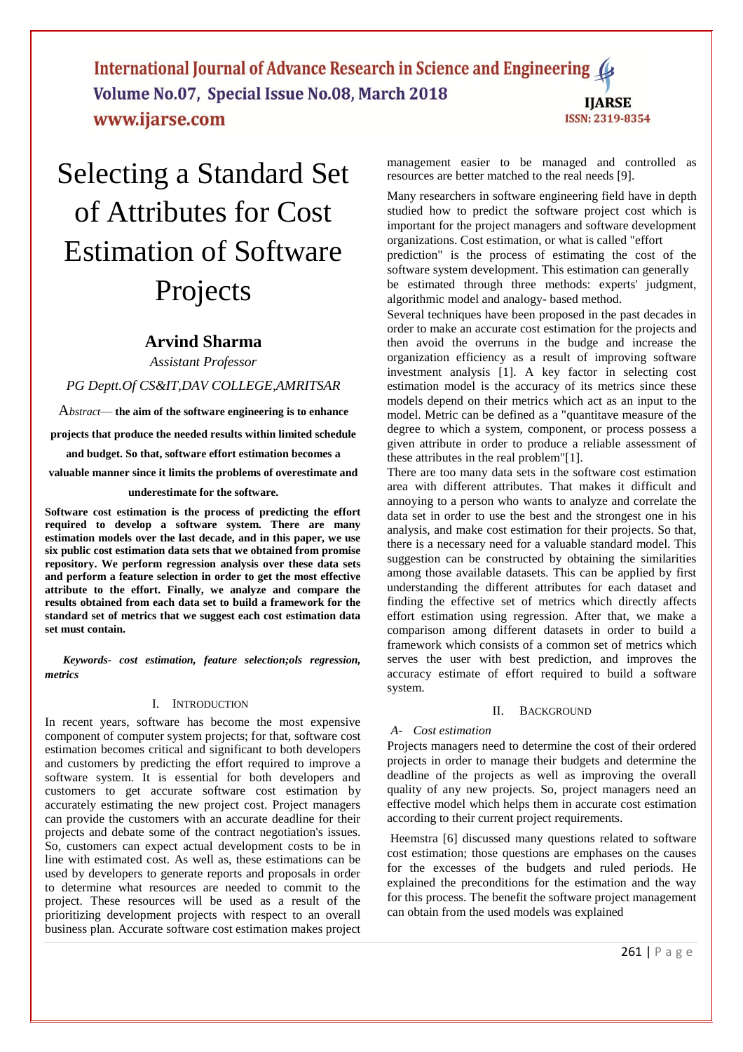# Selecting a Standard Set of Attributes for Cost Estimation of Software Projects

## Arvind Sharma

*Assistant Professor*

*PG Deptt.Of CS&IT,DAV COLLEGE,AMRITSAR*

*Abstract*— **the aim of the software engineering is to enhance projects that produce the needed results within limited schedule and budget. So that, software effort estimation becomes a valuable manner since it limits the problems of overestimate and underestimate for the software.**

**Software cost estimation is the process of predicting the effort required to develop a software system. There are many estimation models over the last decade, and in this paper, we use six public cost estimation data sets that we obtained from promise repository. We perform regression analysis over these data sets and perform a feature selection in order to get the most effective attribute to the effort. Finally, we analyze and compare the results obtained from each data set to build a framework for the standard set of metrics that we suggest each cost estimation data set must contain.**

***Keywords- cost estimation, feature selection;ols regression, metrics***

## I. Introduction

In recent years, software has become the most expensive component of computer system projects; for that, software cost estimation becomes critical and significant to both developers and customers by predicting the effort required to improve a software system. It is essential for both developers and customers to get accurate software cost estimation by accurately estimating the new project cost. Project managers can provide the customers with an accurate deadline for their projects and debate some of the contract negotiation's issues. So, customers can expect actual development costs to be in line with estimated cost. As well as, these estimations can be used by developers to generate reports and proposals in order to determine what resources are needed to commit to the project. These resources will be used as a result of the prioritizing development projects with respect to an overall business plan. Accurate software cost estimation makes project management easier to be managed and controlled as resources are better matched to the real needs [9].

Many researchers in software engineering field have in depth studied how to predict the software project cost which is important for the project managers and software development organizations. Cost estimation, or what is called "effort prediction" is the process of estimating the cost of the software system development. This estimation can generally be estimated through three methods: experts' judgment, algorithmic model and analogy- based method.

Several techniques have been proposed in the past decades in order to make an accurate cost estimation for the projects and then avoid the overruns in the budge and increase the organization efficiency as a result of improving software investment analysis [1]. A key factor in selecting cost estimation model is the accuracy of its metrics since these models depend on their metrics which act as an input to the model. Metric can be defined as a "quantitave measure of the degree to which a system, component, or process possess a given attribute in order to produce a reliable assessment of these attributes in the real problem"[1].

There are too many data sets in the software cost estimation area with different attributes. That makes it difficult and annoying to a person who wants to analyze and correlate the data set in order to use the best and the strongest one in his analysis, and make cost estimation for their projects. So that, there is a necessary need for a valuable standard model. This suggestion can be constructed by obtaining the similarities among those available datasets. This can be applied by first understanding the different attributes for each dataset and finding the effective set of metrics which directly affects effort estimation using regression. After that, we make a comparison among different datasets in order to build a framework which consists of a common set of metrics which serves the user with best prediction, and improves the accuracy estimate of effort required to build a software system.

## II. Background

### *A- Cost estimation*

Projects managers need to determine the cost of their ordered projects in order to manage their budgets and determine the deadline of the projects as well as improving the overall quality of any new projects. So, project managers need an effective model which helps them in accurate cost estimation according to their current project requirements.

Heemstra [6] discussed many questions related to software cost estimation; those questions are emphases on the causes for the excesses of the budgets and ruled periods. He explained the preconditions for the estimation and the way for this process. The benefit the software project management can obtain from the used models was explained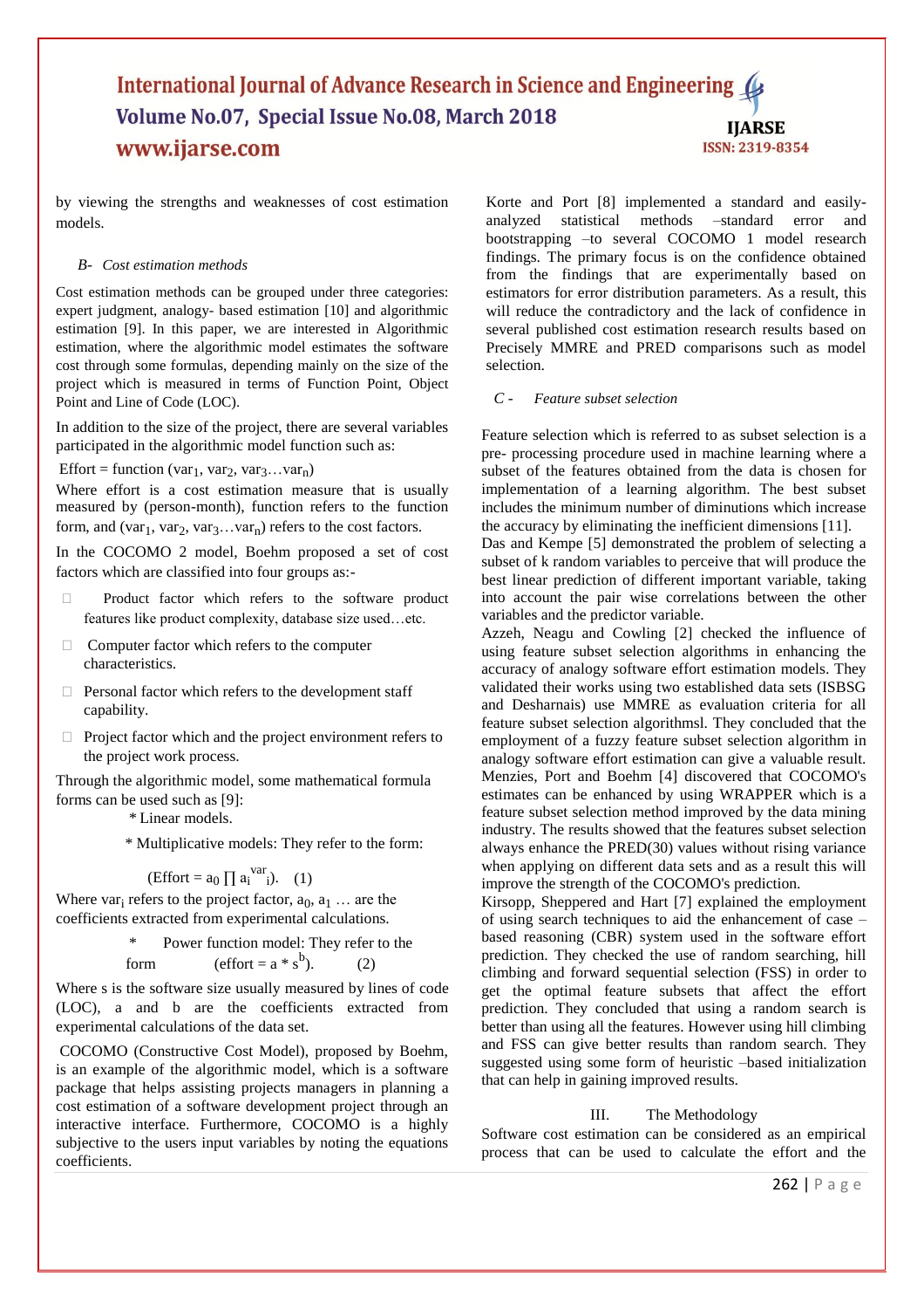by viewing the strengths and weaknesses of cost estimation models.

*B- Cost estimation methods*

Cost estimation methods can be grouped under three categories: expert judgment, analogy- based estimation [10] and algorithmic estimation [9]. In this paper, we are interested in Algorithmic estimation, where the algorithmic model estimates the software cost through some formulas, depending mainly on the size of the project which is measured in terms of Function Point, Object Point and Line of Code (LOC).

In addition to the size of the project, there are several variables participated in the algorithmic model function such as:

Effort = function ($var_1$, $var_2$, $var_3 \ldots var_n$)

Where effort is a cost estimation measure that is usually measured by (person-month), function refers to the function form, and ($var_1$, $var_2$, $var_3 \ldots var_n$) refers to the cost factors.

In the COCOMO 2 model, Boehm proposed a set of cost factors which are classified into four groups as:-

- Product factor which refers to the software product features like product complexity, database size used…etc.
- Computer factor which refers to the computer characteristics.
- Personal factor which refers to the development staff capability.
- Project factor which and the project environment refers to the project work process.

Through the algorithmic model, some mathematical formula forms can be used such as [9]:

\* Linear models.

\* Multiplicative models: They refer to the form:

$$(\text{Effort} = a_0 \prod a_i^{var_i}). \quad (1)$$

Where $var_i$ refers to the project factor, $a_0$, $a_1$ … are the coefficients extracted from experimental calculations.

\* Power function model: They refer to the form

$$(\text{effort} = a * s^b). \quad (2)$$

Where s is the software size usually measured by lines of code (LOC), a and b are the coefficients extracted from experimental calculations of the data set.

COCOMO (Constructive Cost Model), proposed by Boehm, is an example of the algorithmic model, which is a software package that helps assisting projects managers in planning a cost estimation of a software development project through an interactive interface. Furthermore, COCOMO is a highly subjective to the users input variables by noting the equations coefficients.

Korte and Port [8] implemented a standard and easily-analyzed statistical methods –standard error and bootstrapping –to several COCOMO 1 model research findings. The primary focus is on the confidence obtained from the findings that are experimentally based on estimators for error distribution parameters. As a result, this will reduce the contradictory and the lack of confidence in several published cost estimation research results based on Precisely MMRE and PRED comparisons such as model selection.

*C - Feature subset selection*

Feature selection which is referred to as subset selection is a pre- processing procedure used in machine learning where a subset of the features obtained from the data is chosen for implementation of a learning algorithm. The best subset includes the minimum number of diminutions which increase the accuracy by eliminating the inefficient dimensions [11].

Das and Kempe [5] demonstrated the problem of selecting a subset of k random variables to perceive that will produce the best linear prediction of different important variable, taking into account the pair wise correlations between the other variables and the predictor variable.

Azzeh, Neagu and Cowling [2] checked the influence of using feature subset selection algorithms in enhancing the accuracy of analogy software effort estimation models. They validated their works using two established data sets (ISBSG and Desharnais) use MMRE as evaluation criteria for all feature subset selection algorithmsl. They concluded that the employment of a fuzzy feature subset selection algorithm in analogy software effort estimation can give a valuable result.

Menzies, Port and Boehm [4] discovered that COCOMO's estimates can be enhanced by using WRAPPER which is a feature subset selection method improved by the data mining industry. The results showed that the features subset selection always enhance the PRED(30) values without rising variance when applying on different data sets and as a result this will improve the strength of the COCOMO's prediction.

Kirsopp, Sheppered and Hart [7] explained the employment of using search techniques to aid the enhancement of case –based reasoning (CBR) system used in the software effort prediction. They checked the use of random searching, hill climbing and forward sequential selection (FSS) in order to get the optimal feature subsets that affect the effort prediction. They concluded that using a random search is better than using all the features. However using hill climbing and FSS can give better results than random search. They suggested using some form of heuristic –based initialization that can help in gaining improved results.

## III. The Methodology

Software cost estimation can be considered as an empirical process that can be used to calculate the effort and the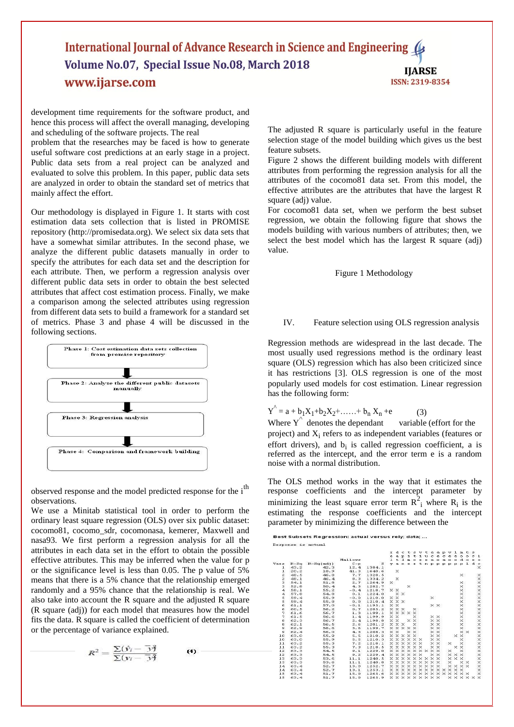development time requirements for the software product, and hence this process will affect the overall managing, developing and scheduling of the software projects. The real problem that the researches may be faced is how to generate useful software cost predictions at an early stage in a project. Public data sets from a real project can be analyzed and evaluated to solve this problem. In this paper, public data sets are analyzed in order to obtain the standard set of metrics that mainly affect the effort.

Our methodology is displayed in Figure 1. It starts with cost estimation data sets collection that is listed in PROMISE repository (http://promisedata.org). We select six data sets that have a somewhat similar attributes. In the second phase, we analyze the different public datasets manually in order to specify the attributes for each data set and the description for each attribute. Then, we perform a regression analysis over different public data sets in order to obtain the best selected attributes that affect cost estimation process. Finally, we make a comparison among the selected attributes using regression from different data sets to build a framework for a standard set of metrics. Phase 3 and phase 4 will be discussed in the following sections.

Phase 1: Cost estimation data sets collection from promise repository

Phase 2: Analyze the different public datasets manually

Phase 3: Regression analysis

Phase 4: Comparison and framework building

Figure 1 Methodology

observed response and the model predicted response for the $i^{th}$ observations.

We use a Minitab statistical tool in order to perform the ordinary least square regression (OLS) over six public dataset: cocomo81, cocomo_sdr, cocomonasa, kemerer, Maxwell and nasa93. We first perform a regression analysis for all the attributes in each data set in the effort to obtain the possible effective attributes. This may be inferred when the value for p or the significance level is less than 0.05. The p value of 5% means that there is a 5% chance that the relationship emerged randomly and a 95% chance that the relationship is real. We also take into account the R square and the adjusted R square (R square (adj)) for each model that measures how the model fits the data. R square is called the coefficient of determination or the percentage of variance explained.

$$R^2 = \frac{\sum(\hat{y}_i - \bar{y})^2}{\sum(y_i - \bar{y})^2} \qquad (4)$$

The adjusted R square is particularly useful in the feature selection stage of the model building which gives us the best feature subsets.

Figure 2 shows the different building models with different attributes from performing the regression analysis for all the attributes of the cocomo81 data set. From this model, the effective attributes are the attributes that have the largest R square (adj) value.

For cocomo81 data set, when we perform the best subset regression, we obtain the following figure that shows the models building with various numbers of attributes; then, we select the best model which has the largest R square (adj) value.

## IV. Feature selection using OLS regression analysis

Regression methods are widespread in the last decade. The most usually used regressions method is the ordinary least square (OLS) regression which has also been criticized since it has restrictions [3]. OLS regression is one of the most popularly used models for cost estimation. Linear regression has the following form:

$$\hat{Y} = a + b_1X_1 + b_2X_2 + \ldots\ldots + b_n X_n + e \qquad (3)$$

Where $\hat{Y}$ denotes the dependant variable (effort for the project) and $X_i$ refers to as independent variables (features or effort drivers), and $b_i$ is called regression coefficient, a is referred as the intercept, and the error term e is a random noise with a normal distribution.

The OLS method works in the way that it estimates the response coefficients and the intercept parameter by minimizing the least square error term $R^2_i$ where $R_i$ is the estimating the response coefficients and the intercept parameter by minimizing the difference between the

Best Subsets Regression: actual versus rely; data; ...

Response is actual

| Vars | R-Sq | R-Sq(adj) | Mallows C-p | S |
|---|---|---|---|---|
| 1 | 43.2 | 42.3 | 12.4 | 1384.1 |
| 1 | 20.2 | 18.9 | 41.3 | 1640.6 |
| 2 | 48.5 | 46.8 | 7.7 | 1328.5 |
| 2 | 48.1 | 46.4 | 8.3 | 1334.2 |
| 3 | 54.1 | 51.8 | 2.7 | 1264.9 |
| 3 | 52.8 | 50.4 | 4.3 | 1282.7 |
| 4 | 58.1 | 55.2 | -0.4 | 1218.7 |
| 4 | 57.8 | 54.8 | 0.1 | 1224.0 |
| 5 | 59.4 | 55.9 | -0.0 | 1210.0 |
| 5 | 59.4 | 55.8 | 0.0 | 1210.4 |
| 6 | 61.1 | 57.0 | -0.1 | 1195.1 |
| 6 | 60.5 | 56.2 | 0.7 | 1205.2 |
| 7 | 61.6 | 56.7 | 1.3 | 1199.1 |
| 7 | 61.5 | 56.6 | 1.4 | 1199.9 |
| 8 | 62.3 | 56.7 | 2.4 | 1198.8 |
| 8 | 62.1 | 56.5 | 2.8 | 1201.2 |
| 9 | 62.9 | 56.6 | 3.6 | 1199.7 |
| 9 | 62.4 | 56.0 | 4.3 | 1208.3 |
| 10 | 63.0 | 55.9 | 5.5 | 1210.2 |
| 10 | 63.0 | 55.9 | 5.5 | 1210.3 |
| 11 | 63.2 | 55.3 | 7.2 | 1218.1 |
| 11 | 63.2 | 55.3 | 7.3 | 1218.5 |
| 12 | 63.3 | 54.5 | 9.1 | 1229.0 |
| 12 | 63.3 | 54.5 | 9.2 | 1229.4 |
| 13 | 63.3 | 53.6 | 11.1 | 1240.5 |
| 13 | 63.3 | 53.6 | 11.1 | 1240.8 |
| 14 | 63.4 | 52.7 | 13.0 | 1253.1 |
| 14 | 63.4 | 52.7 | 13.1 | 1253.7 |
| 15 | 63.4 | 51.7 | 15.0 | 1265.6 |
| 15 | 63.4 | 51.7 | 15.0 | 1265.9 |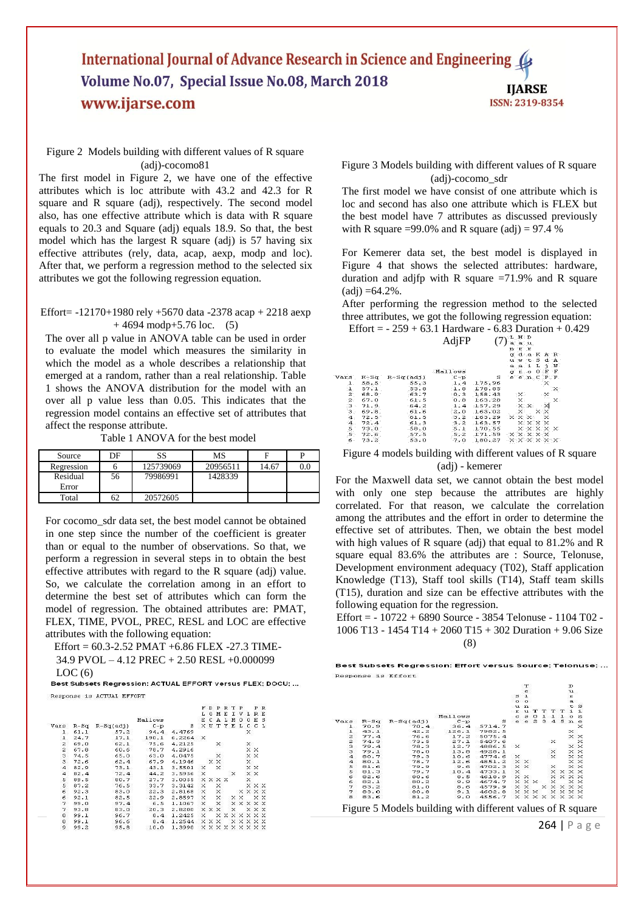Figure 2 Models building with different values of R square (adj)-cocomo81

The first model in Figure 2, we have one of the effective attributes which is loc attribute with 43.2 and 42.3 for R square and R square (adj), respectively. The second model also, has one effective attribute which is data with R square equals to 20.3 and Square (adj) equals 18.9. So that, the best model which has the largest R square (adj) is 57 having six effective attributes (rely, data, acap, aexp, modp and loc). After that, we perform a regression method to the selected six attributes we got the following regression equation.

Effort= -12170+1980 rely +5670 data -2378 acap + 2218 aexp + 4694 modp+5.76 loc. (5)

The over all p value in ANOVA table can be used in order to evaluate the model which measures the similarity in which the model as a whole describes a relationship that emerged at a random, rather than a real relationship. Table 1 shows the ANOVA distribution for the model with an over all p value less than 0.05. This indicates that the regression model contains an effective set of attributes that affect the response attribute.

Table 1 ANOVA for the best model

| Source | DF | SS | MS | F | P |
|---|---|---|---|---|---|
| Regression | 6 | 125739069 | 20956511 | 14.67 | 0.0 |
| Residual Error | 56 | 79986991 | 1428339 | | |
| Total | 62 | 20572605 | | | |

For cocomo_sdr data set, the best model cannot be obtained in one step since the number of the coefficient is greater than or equal to the number of observations. So that, we perform a regression in several steps in to obtain the best effective attributes with regard to the R square (adj) value. So, we calculate the correlation among in an effort to determine the best set of attributes which can form the model of regression. The obtained attributes are: PMAT, FLEX, TIME, PVOL, PREC, RESL and LOC are effective attributes with the following equation:

Effort = 60.3-2.52 PMAT +6.86 FLEX -27.3 TIME-34.9 PVOL – 4.12 PREC + 2.50 RESL +0.000099 LOC (6)

**Best Subsets Regression: ACTUAL EFFORT versus FLEX; DOCU; ...**

Response is ACTUAL EFFORT

| Vars | R-Sq | R-Sq(adj) | Mallows C-p | S | FLEX | DOCU | PMAT | ETYPE | TIME | PVOL | RESL | PREC | LOC |
|---|---|---|---|---|---|---|---|---|---|---|---|---|---|
| 1 | 61.1 | 57.2 | 94.4 | 4.4769 | | | | | | | X | | |
| 1 | 24.7 | 17.1 | 190.1 | 6.2264 | X | | | | | | | | |
| 2 | 69.0 | 62.1 | 75.6 | 4.2125 | | | X | | | | X | | |
| 2 | 67.8 | 60.6 | 78.7 | 4.2916 | | | | | | | X | X | |
| 3 | 74.5 | 65.0 | 63.0 | 4.0475 | | | X | | | | X | X | |
| 3 | 72.6 | 62.4 | 67.9 | 4.1946 | | X | X | | | | X | | |
| 4 | 82.9 | 73.1 | 43.1 | 3.5501 | X | | X | | | | X | X | |
| 4 | 82.4 | 72.4 | 44.2 | 3.5956 | X | | | | | X | | X | X |
| 5 | 89.5 | 80.7 | 27.7 | 3.0055 | X | X | X | X | | | X | | |
| 5 | 87.2 | 76.5 | 33.7 | 3.3142 | X | | X | | | | X | X | X |
| 6 | 92.3 | 83.0 | 22.3 | 2.8168 | X | | X | | | X | X | X | X |
| 6 | 92.1 | 82.5 | 22.9 | 2.8597 | X | | X | | X | X | | X | X |
| 7 | 99.0 | 97.4 | 6.5 | 1.1067 | X | | X | | X | X | X | X | X |
| 7 | 93.8 | 83.0 | 20.3 | 2.8200 | X | X | X | | | X | X | X | X |
| 8 | 99.1 | 96.7 | 8.4 | 1.2425 | X | | X | X | X | X | X | X | X |
| 8 | 99.1 | 96.6 | 8.4 | 1.2544 | X | X | X | | X | X | X | X | X |
| 9 | 99.2 | 95.8 | 10.0 | 1.3990 | X | X | X | X | X | X | X | X | X |

Figure 3 Models building with different values of R square (adj)-cocomo_sdr

The first model we have consist of one attribute which is loc and second has also one attribute which is FLEX but the best model have 7 attributes as discussed previously with R square =99.0% and R square (adj) = 97.4 %

For Kemerer data set, the best model is displayed in Figure 4 that shows the selected attributes: hardware, duration and adjfp with R square =71.9% and R square (adj) =64.2%.

After performing the regression method to the selected three attributes, we got the following regression equation:

Effort = - 259 + 63.1 Hardware - 6.83 Duration + 0.429 AdjFP (7)

| Vars | R-Sq | R-Sq(adj) | Mallows C-p | S | Language | Hardware | Duration | KSLOC | AdjFP | RAWFP |
|---|---|---|---|---|---|---|---|---|---|---|
| 1 | 58.5 | 55.3 | 1.4 | 175.96 | | | | | X | |
| 1 | 57.1 | 53.8 | 1.8 | 178.85 | | | | | | X |
| 2 | 68.9 | 63.7 | 0.3 | 158.43 | | X | | | X | |
| 2 | 67.0 | 61.5 | 0.8 | 163.28 | | X | | | | X |
| 3 | 71.9 | 64.2 | 1.4 | 157.29 | | X | X | | X | |
| 3 | 69.8 | 61.6 | 2.0 | 163.02 | | X | | X | X | |
| 4 | 72.5 | 61.5 | 3.2 | 163.29 | X | X | X | | X | |
| 4 | 72.4 | 61.3 | 3.2 | 163.57 | | X | X | X | X | |
| 5 | 73.0 | 58.0 | 5.1 | 170.55 | | X | X | X | X | X |
| 5 | 72.6 | 57.5 | 5.2 | 171.59 | X | X | X | X | X | |
| 6 | 73.2 | 53.0 | 7.0 | 180.27 | X | X | X | X | X | X |

Figure 4 models building with different values of R square (adj) - kemerer

For the Maxwell data set, we cannot obtain the best model with only one step because the attributes are highly correlated. For that reason, we calculate the correlation among the attributes and the effort in order to determine the effective set of attributes. Then, we obtain the best model with high values of R square (adj) that equal to 81.2% and R square equal 83.6% the attributes are : Source, Telonuse, Development environment adequacy (T02), Staff application Knowledge (T13), Staff tool skills (T14), Staff team skills (T15), duration and size can be effective attributes with the following equation for the regression.

Effort = - 10722 + 6890 Source - 3854 Telonuse - 1104 T02 - 1006 T13 - 1454 T14 + 2060 T15 + 302 Duration + 9.06 Size (8)

**Best Subsets Regression: Effort versus Source; Telonuse; ...**

Response is Effort

| Vars | R-Sq | R-Sq(adj) | Mallows C-p | S | Source | Telonuse | T02 | T13 | T14 | T15 | Duration | Size |
|---|---|---|---|---|---|---|---|---|---|---|---|---|
| 1 | 70.9 | 70.4 | 36.4 | 5714.7 | | | | | | | | X |
| 1 | 43.1 | 42.2 | 126.1 | 7982.5 | | | | | | | X | |
| 2 | 77.4 | 76.6 | 17.2 | 5075.4 | | | | | | | X | X |
| 2 | 74.3 | 73.5 | 27.1 | 5407.6 | | | | | X | | | X |
| 3 | 79.4 | 78.3 | 12.7 | 4886.5 | X | | | | | | X | X |
| 3 | 79.1 | 78.0 | 13.6 | 4928.1 | | | | | X | | X | X |
| 4 | 80.7 | 79.3 | 10.6 | 4774.6 | X | | | | X | | X | X |
| 4 | 80.1 | 78.7 | 12.6 | 4851.2 | X | X | | | | | X | X |
| 5 | 81.6 | 79.9 | 9.6 | 4702.3 | X | X | | | X | | X | X |
| 5 | 81.3 | 79.7 | 10.4 | 4733.1 | X | | | | X | X | X | X |
| 6 | 82.6 | 80.6 | 8.5 | 4618.9 | X | X | | | X | X | X | X |
| 6 | 82.1 | 80.2 | 9.9 | 4674.7 | X | X | X | | X | | X | X |
| 7 | 83.2 | 81.0 | 8.6 | 4579.9 | X | X | | X | X | X | X | X |
| 7 | 83.0 | 80.8 | 9.1 | 4602.8 | X | X | X | | X | X | X | X |
| 8 | 83.6 | 81.2 | 9.0 | 4556.7 | X | X | X | X | X | X | X | X |

Figure 5 Models building with different values of R square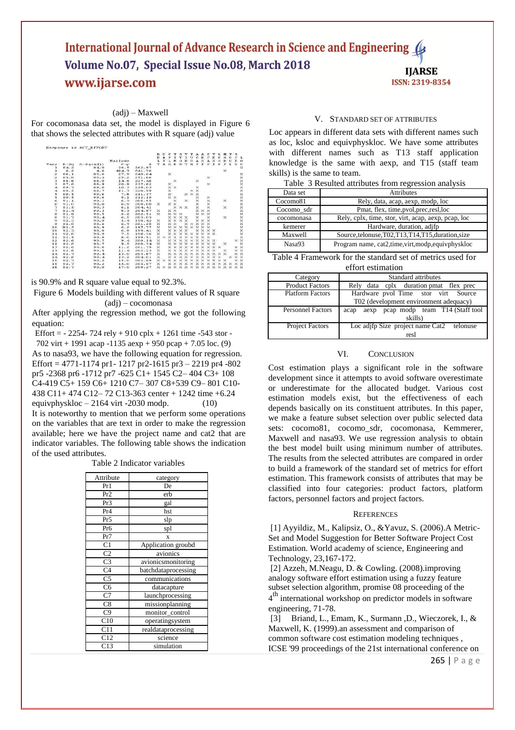(adj) – Maxwell

For cocomonasa data set, the model is displayed in Figure 6 that shows the selected attributes with R square (adj) value

```
Response is ACT_EFFORT

                              Mallows
Vars  R-Sq  R-Sq(adj)    C-p          S
  1   84.2    84.0       36.5    262.87
  1    6.2     4.6      484.7    641.76
  2   86.1    85.6       27.9    249.64
  2   86.0    85.5       29.2    251.66
  3   88.6    88.0       14.8    227.46
  3   87.6    86.9       20.8    237.62
  4   89.7    89.0       10.3    218.03
  4   89.5    88.7       11.7    220.59
  5   90.5    89.6        7.6    211.37
  5   90.5    89.6        8.1    212.19
  6   91.1    90.1        6.3    206.66
  6   91.0    90.0        6.9    208.00
  7   91.5    90.3        6.1    204.41
  7   91.4    90.3        6.3    204.87
  8   91.8    90.5        6.2    202.51
  8   91.7    90.4        6.5    203.09
  9   92.0    90.6        6.4    198.42
  9   92.0    90.6        6.7    201.20
 10   92.3    90.8        6.2    197.77
 10   92.3    90.8        6.9    199.41
 11   92.6    90.9        7.5    198.36
 11   92.5    90.8        8.0    199.51
 12   92.6    90.7        9.4    200.14
 12   92.6    90.7        9.5    200.54
 13   92.6    90.6       11.2    201.75
 13   92.6    90.5       11.4    202.23
 14   92.7    90.4       13.0    203.67
 14   92.6    90.4       13.2    204.01
 15   92.7    90.2       15.0    205.69
 15   92.7    90.2       15.0    205.87
 16   92.7    90.0       17.0    208.27
```

is 90.9% and R square value equal to 92.3%.

Figure 6 Models building with different values of R square (adj) – cocomonasa

After applying the regression method, we got the following equation:

Effort = - 2254- 724 rely + 910 cplx + 1261 time -543 stor - 702 virt + 1991 acap -1135 aexp + 950 pcap + 7.05 loc. (9)

As to nasa93, we have the following equation for regression.

Effort = 4771-1174 pr1- 1217 pr2-1615 pr3 – 2219 pr4 -802 pr5 -2368 pr6 -1712 pr7 -625 C1+ 1545 C2– 404 C3+ 108 C4-419 C5+ 159 C6+ 1210 C7– 307 C8+539 C9– 801 C10- 438 C11+ 474 C12– 72 C13-363 center + 1242 time +6.24 equivphyskloc – 2164 virt -2030 modp. (10)

It is noteworthy to mention that we perform some operations on the variables that are text in order to make the regression available; here we have the project name and cat2 that are indicator variables. The following table shows the indication of the used attributes.

Table 2 Indicator variables

| Attribute | category |
|---|---|
| Pr1 | De |
| Pr2 | erb |
| Pr3 | gal |
| Pr4 | hst |
| Pr5 | slp |
| Pr6 | spl |
| Pr7 | x |
| C1 | Application groubd |
| C2 | avionics |
| C3 | avionicsmonitoring |
| C4 | batchdataprocessing |
| C5 | communications |
| C6 | datacapture |
| C7 | launchprocessing |
| C8 | missionplanning |
| C9 | monitor_control |
| C10 | operatingsystem |
| C11 | realdataprocessing |
| C12 | science |
| C13 | simulation |

## V. Standard Set of Attributes

Loc appears in different data sets with different names such as loc, ksloc and equivphyskloc. We have some attributes with different names such as T13 staff application knowledge is the same with aexp, and T15 (staff team skills) is the same to team.

Table 3 Resulted attributes from regression analysis

| Data set | Attributes |
|---|---|
| Cocomo81 | Rely, data, acap, aexp, modp, loc |
| Cocomo_sdr | Pmat, flex, time,pvol,prec,resl,loc |
| cocomonasa | Rely, cplx, time, stor, virt, acap, aexp, pcap, loc |
| kemerer | Hardware, duration, adjfp |
| Maxwell | Source,telonuse,T02,T13,T14,T15,duration,size |
| Nasa93 | Program name, cat2,time,virt,modp,equivphyskloc |

Table 4 Framework for the standard set of metrics used for effort estimation

| Category | Standard attributes |
|---|---|
| Product Factors | Rely data cplx duration pmat flex prec |
| Platform Factors | Hardware pvol Time stor virt Source T02 (development environment adequacy) |
| Personnel Factors | acap aexp pcap modp team T14 (Staff tool skills) |
| Project Factors | Loc adjfp Size project name Cat2 telonuse resl |

## VI. Conclusion

Cost estimation plays a significant role in the software development since it attempts to avoid software overestimate or underestimate for the allocated budget. Various cost estimation models exist, but the effectiveness of each depends basically on its constituent attributes. In this paper, we make a feature subset selection over public selected data sets: cocomo81, cocomo_sdr, cocomonasa, Kemmerer, Maxwell and nasa93. We use regression analysis to obtain the best model built using minimum number of attributes. The results from the selected attributes are compared in order to build a framework of the standard set of metrics for effort estimation. This framework consists of attributes that may be classified into four categories: product factors, platform factors, personnel factors and project factors.

## References

[1] Ayyildiz, M., Kalipsiz, O., &Yavuz, S. (2006).A Metric-Set and Model Suggestion for Better Software Project Cost Estimation. World academy of science, Engineering and Technology, 23,167-172.

[2] Azzeh, M.Neagu, D. & Cowling. (2008).improving analogy software effort estimation using a fuzzy feature subset selection algorithm, promise 08 proceeding of the 4th international workshop on predictor models in software engineering, 71-78.

[3] Briand, L., Emam, K., Surmann ,D., Wieczorek, I., & Maxwell, K. (1999).an assessment and comparison of common software cost estimation modeling techniques , ICSE '99 proceedings of the 21st international conference on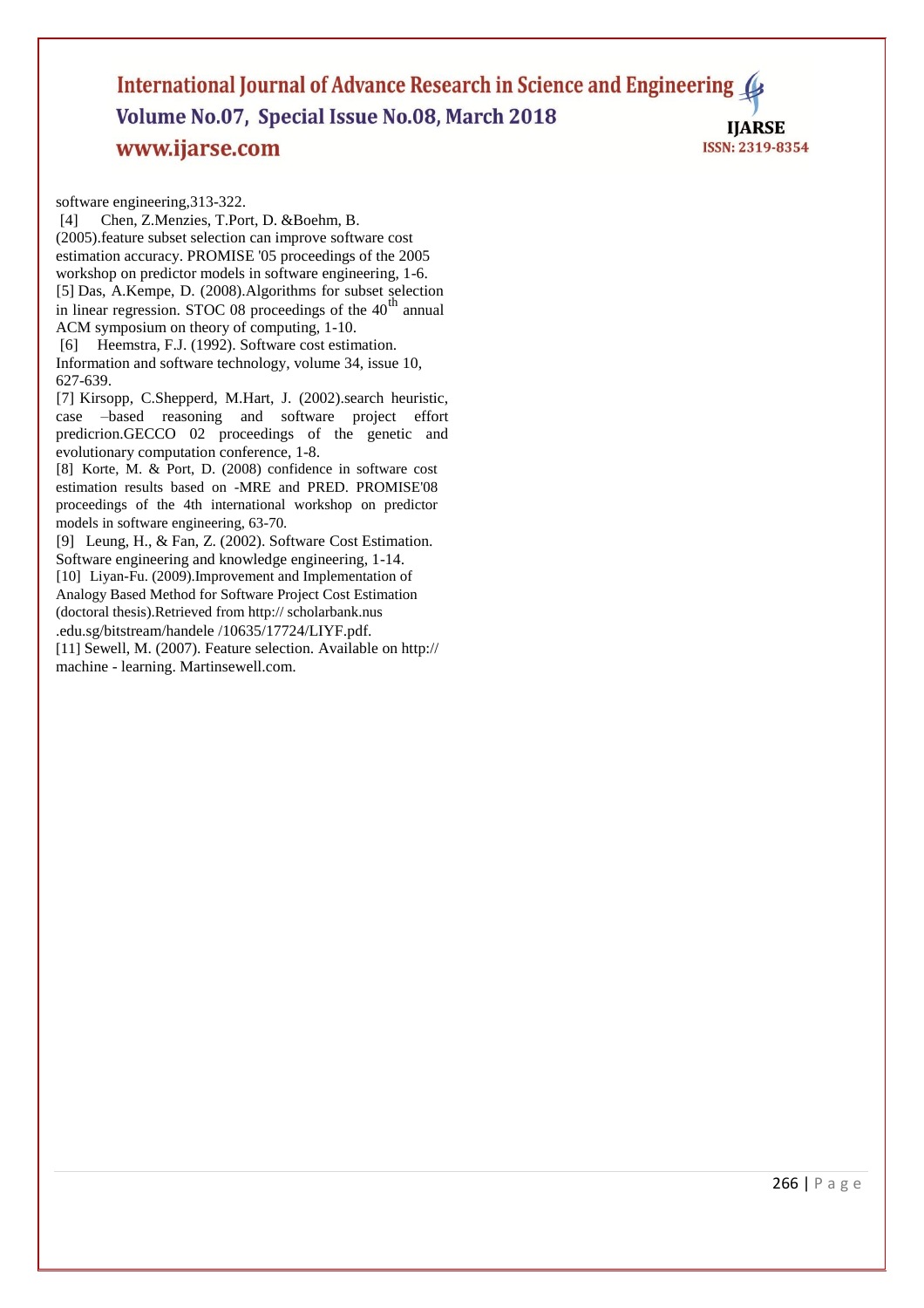software engineering,313-322.

[4] Chen, Z.Menzies, T.Port, D. &Boehm, B. (2005).feature subset selection can improve software cost estimation accuracy. PROMISE '05 proceedings of the 2005 workshop on predictor models in software engineering, 1-6.

[5] Das, A.Kempe, D. (2008).Algorithms for subset selection in linear regression. STOC 08 proceedings of the 40th annual ACM symposium on theory of computing, 1-10.

[6] Heemstra, F.J. (1992). Software cost estimation. Information and software technology, volume 34, issue 10, 627-639.

[7] Kirsopp, C.Shepperd, M.Hart, J. (2002).search heuristic, case –based reasoning and software project effort predicrion.GECCO 02 proceedings of the genetic and evolutionary computation conference, 1-8.

[8] Korte, M. & Port, D. (2008) confidence in software cost estimation results based on -MRE and PRED. PROMISE'08 proceedings of the 4th international workshop on predictor models in software engineering, 63-70.

[9] Leung, H., & Fan, Z. (2002). Software Cost Estimation. Software engineering and knowledge engineering, 1-14.

[10] Liyan-Fu. (2009).Improvement and Implementation of Analogy Based Method for Software Project Cost Estimation (doctoral thesis).Retrieved from http:// scholarbank.nus .edu.sg/bitstream/handele /10635/17724/LIYF.pdf.

[11] Sewell, M. (2007). Feature selection. Available on http:// machine - learning. Martinsewell.com.